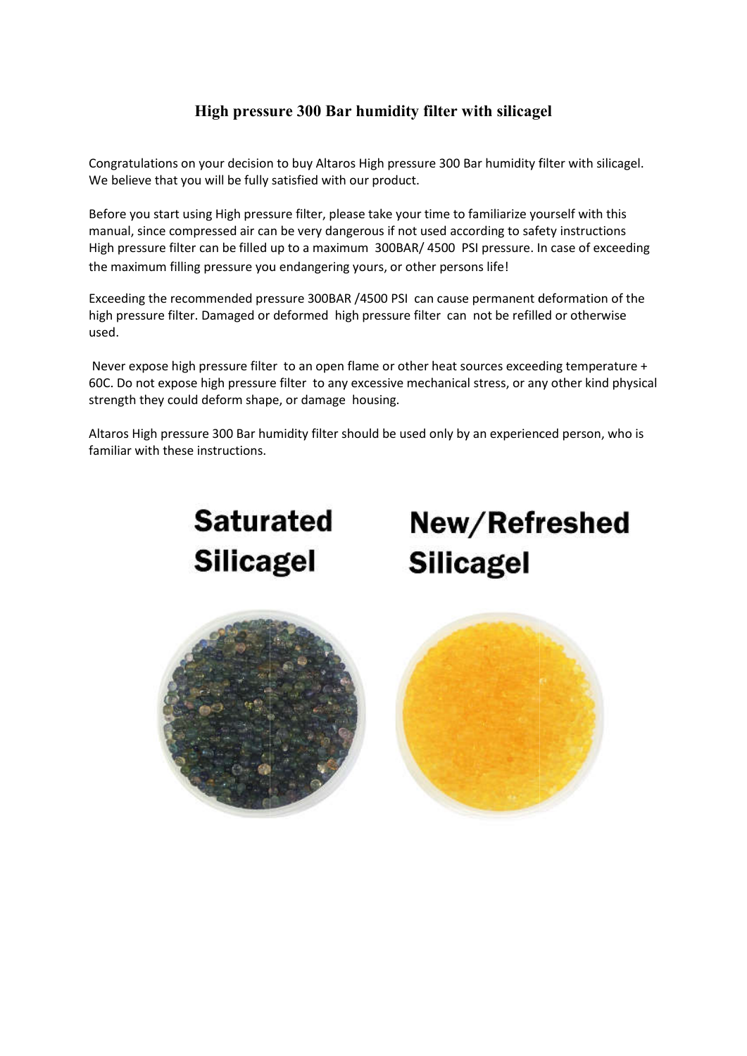# High pressure 300 Bar humidity filter with silicagel

Congratulations on your decision to buy Altaros High pressure 300 Bar humidity filter with silicagel. We believe that you will be fully satisfied with our product.

Before you start using High pressure filter, please take your time to familiarize yourself with this manual, since compressed air can be very dangerous if not used according to safety instructions High pressure filter can be filled up to a maximum 300BAR/ 4500 PSI pressure. In case of exceeding the maximum filling pressure you endangering yours, or other persons life!

Exceeding the recommended pressure 300BAR /4500 PSI can cause permanent deformation of the high pressure filter. Damaged or deformed high pressure filter can not be refilled or otherwise used.

Never expose high pressure filter to an open flame or other heat sources exceeding temperature + 60C. Do not expose high pressure filter to any excessive mechanical stress, or any other kind physical strength they could deform shape, or damage housing.

Altaros High pressure 300 Bar humidity filter should be used only by an experienced person, who is familiar with these instructions.

**Saturated Silicagel**

**New/Refreshed Silicagel**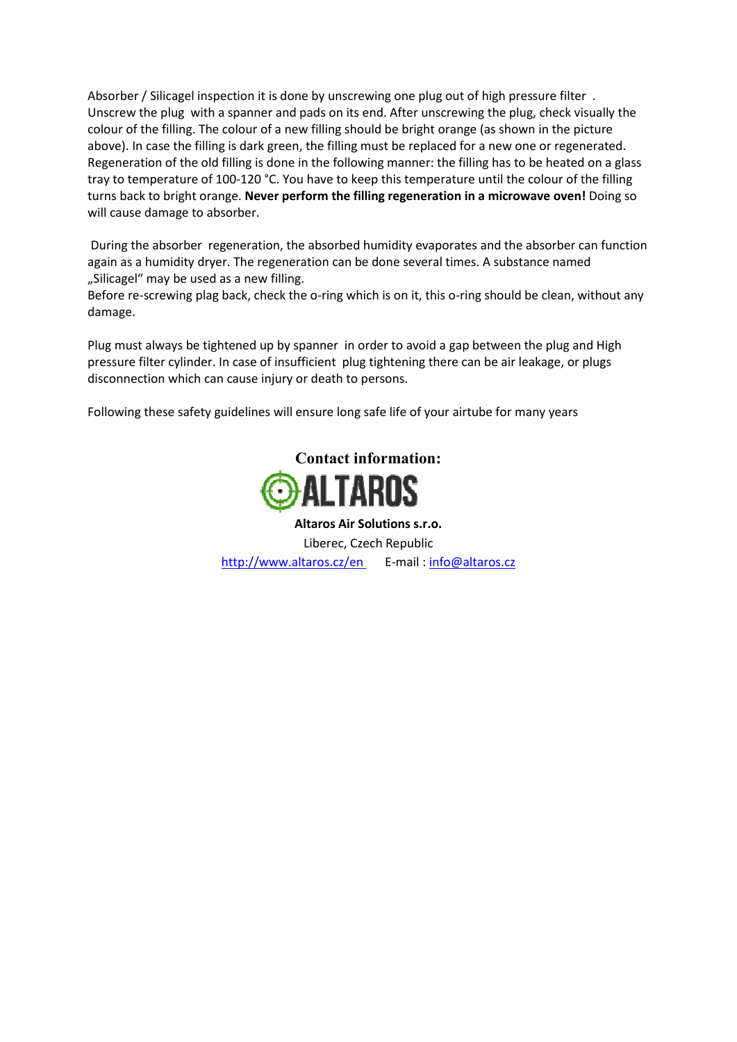Absorber / Silicagel inspection it is done by unscrewing one plug out of high pressure filter . Unscrew the plug with a spanner and pads on its end. After unscrewing the plug, check visually the colour of the filling. The colour of a new filling should be bright orange (as shown in the picture above). In case the filling is dark green, the filling must be replaced for a new one or regenerated. Regeneration of the old filling is done in the following manner: the filling has to be heated on a glass tray to temperature of 100-120 °C. You have to keep this temperature until the colour of the filling turns back to bright orange. **Never perform the filling regeneration in a microwave oven!** Doing so will cause damage to absorber.

During the absorber regeneration, the absorbed humidity evaporates and the absorber can function again as a humidity dryer. The regeneration can be done several times. A substance named „Silicagel" may be used as a new filling.
Before re-screwing plag back, check the o-ring which is on it, this o-ring should be clean, without any damage.

Plug must always be tightened up by spanner in order to avoid a gap between the plug and High pressure filter cylinder. In case of insufficient plug tightening there can be air leakage, or plugs disconnection which can cause injury or death to persons.

Following these safety guidelines will ensure long safe life of your airtube for many years

**Contact information:**

ALTAROS

**Altaros Air Solutions s.r.o.**

Liberec, Czech Republic

http://www.altaros.cz/en E-mail : info@altaros.cz